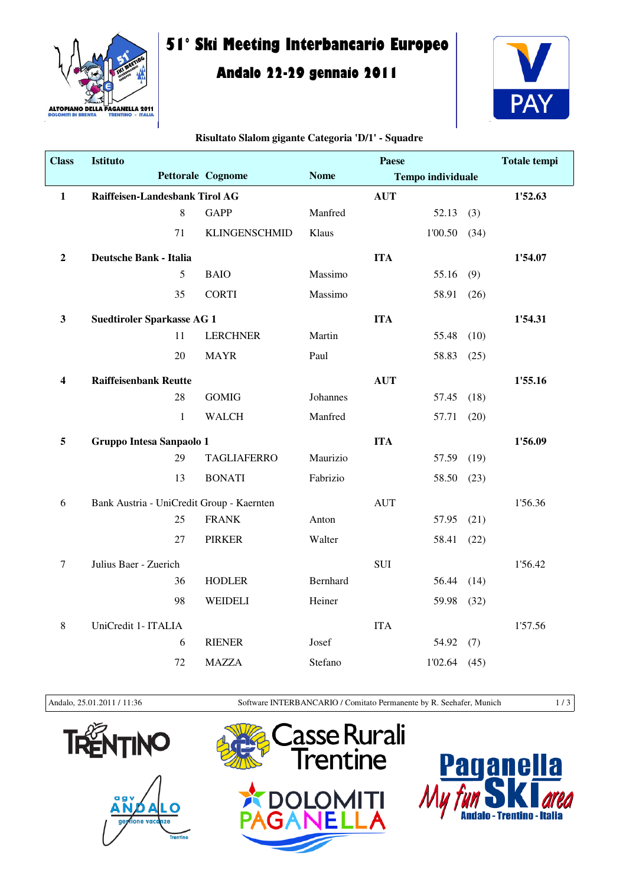# 51° Ski Meeting Interbancario Europeo

## Andalo 22-29 gennaio 2011

**Risultato Slalom gigante Categoria 'D/1' - Squadre**

| Class | Istituto / Pettorale | Cognome | Nome | Paese / Tempo individuale | | Totale tempi |
|---|---|---|---|---|---|---|
| **1** | **Raiffeisen-Landesbank Tirol AG** | | | **AUT** | | **1'52.63** |
| | 8 | GAPP | Manfred | 52.13 | (3) | |
| | 71 | KLINGENSCHMID | Klaus | 1'00.50 | (34) | |
| **2** | **Deutsche Bank - Italia** | | | **ITA** | | **1'54.07** |
| | 5 | BAIO | Massimo | 55.16 | (9) | |
| | 35 | CORTI | Massimo | 58.91 | (26) | |
| **3** | **Suedtiroler Sparkasse AG 1** | | | **ITA** | | **1'54.31** |
| | 11 | LERCHNER | Martin | 55.48 | (10) | |
| | 20 | MAYR | Paul | 58.83 | (25) | |
| **4** | **Raiffeisenbank Reutte** | | | **AUT** | | **1'55.16** |
| | 28 | GOMIG | Johannes | 57.45 | (18) | |
| | 1 | WALCH | Manfred | 57.71 | (20) | |
| **5** | **Gruppo Intesa Sanpaolo 1** | | | **ITA** | | **1'56.09** |
| | 29 | TAGLIAFERRO | Maurizio | 57.59 | (19) | |
| | 13 | BONATI | Fabrizio | 58.50 | (23) | |
| 6 | Bank Austria - UniCredit Group - Kaernten | | | AUT | | 1'56.36 |
| | 25 | FRANK | Anton | 57.95 | (21) | |
| | 27 | PIRKER | Walter | 58.41 | (22) | |
| 7 | Julius Baer - Zuerich | | | SUI | | 1'56.42 |
| | 36 | HODLER | Bernhard | 56.44 | (14) | |
| | 98 | WEIDELI | Heiner | 59.98 | (32) | |
| 8 | UniCredit 1- ITALIA | | | ITA | | 1'57.56 |
| | 6 | RIENER | Josef | 54.92 | (7) | |
| | 72 | MAZZA | Stefano | 1'02.64 | (45) | |

Andalo, 25.01.2011 / 11:36 — Software INTERBANCARIO / Comitato Permanente by R. Seehafer, Munich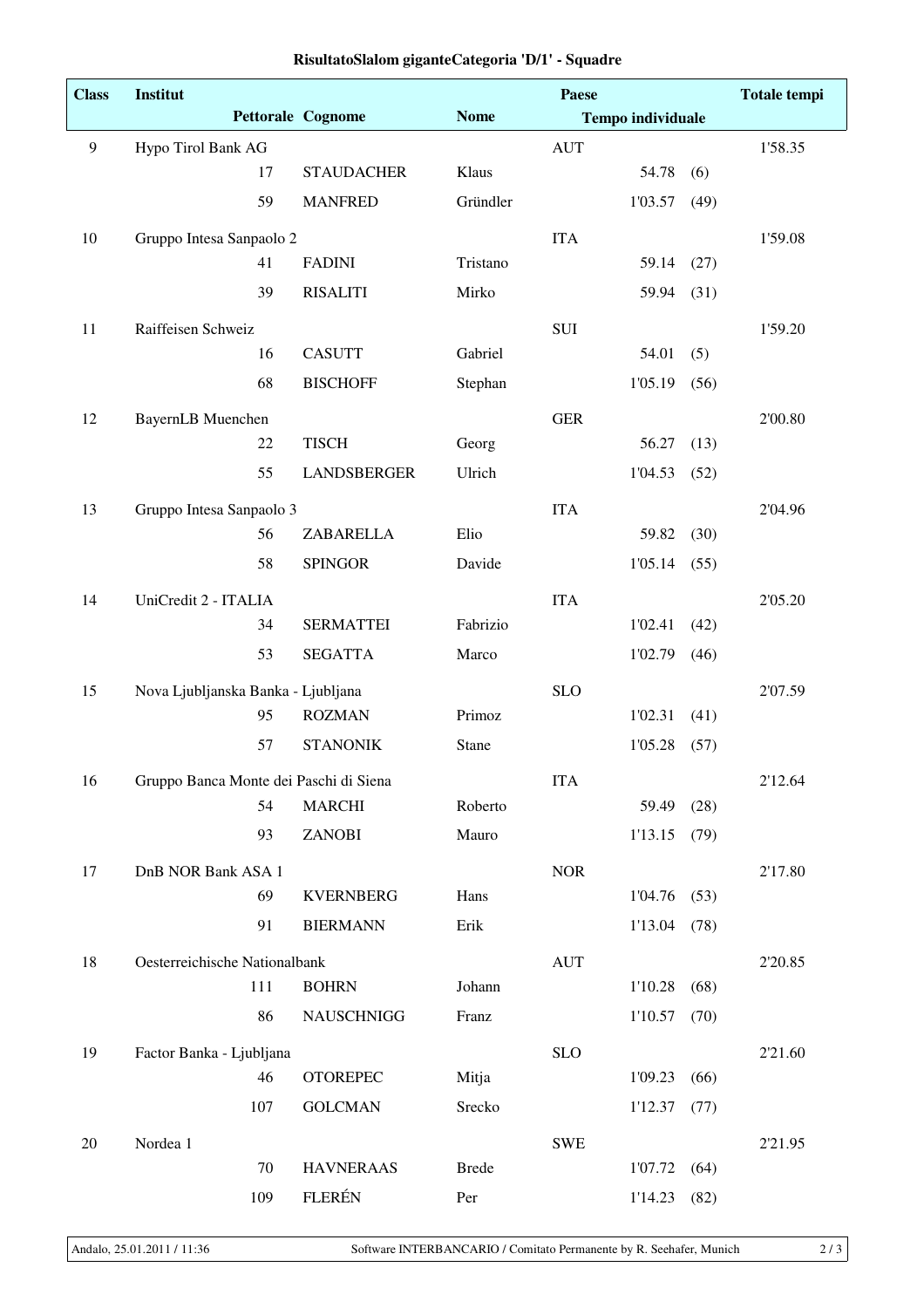# RisultatoSlalom giganteCategoria 'D/1' - Squadre

| Class | Institut | | | Paese | | | Totale tempi |
|---|---|---|---|---|---|---|---|
| | Pettorale | Cognome | Nome | Tempo individuale | | | |
| 9 | Hypo Tirol Bank AG | | | AUT | | | 1'58.35 |
| | 17 | STAUDACHER | Klaus | | 54.78 | (6) | |
| | 59 | MANFRED | Gründler | | 1'03.57 | (49) | |
| 10 | Gruppo Intesa Sanpaolo 2 | | | ITA | | | 1'59.08 |
| | 41 | FADINI | Tristano | | 59.14 | (27) | |
| | 39 | RISALITI | Mirko | | 59.94 | (31) | |
| 11 | Raiffeisen Schweiz | | | SUI | | | 1'59.20 |
| | 16 | CASUTT | Gabriel | | 54.01 | (5) | |
| | 68 | BISCHOFF | Stephan | | 1'05.19 | (56) | |
| 12 | BayernLB Muenchen | | | GER | | | 2'00.80 |
| | 22 | TISCH | Georg | | 56.27 | (13) | |
| | 55 | LANDSBERGER | Ulrich | | 1'04.53 | (52) | |
| 13 | Gruppo Intesa Sanpaolo 3 | | | ITA | | | 2'04.96 |
| | 56 | ZABARELLA | Elio | | 59.82 | (30) | |
| | 58 | SPINGOR | Davide | | 1'05.14 | (55) | |
| 14 | UniCredit 2 - ITALIA | | | ITA | | | 2'05.20 |
| | 34 | SERMATTEI | Fabrizio | | 1'02.41 | (42) | |
| | 53 | SEGATTA | Marco | | 1'02.79 | (46) | |
| 15 | Nova Ljubljanska Banka - Ljubljana | | | SLO | | | 2'07.59 |
| | 95 | ROZMAN | Primoz | | 1'02.31 | (41) | |
| | 57 | STANONIK | Stane | | 1'05.28 | (57) | |
| 16 | Gruppo Banca Monte dei Paschi di Siena | | | ITA | | | 2'12.64 |
| | 54 | MARCHI | Roberto | | 59.49 | (28) | |
| | 93 | ZANOBI | Mauro | | 1'13.15 | (79) | |
| 17 | DnB NOR Bank ASA 1 | | | NOR | | | 2'17.80 |
| | 69 | KVERNBERG | Hans | | 1'04.76 | (53) | |
| | 91 | BIERMANN | Erik | | 1'13.04 | (78) | |
| 18 | Oesterreichische Nationalbank | | | AUT | | | 2'20.85 |
| | 111 | BOHRN | Johann | | 1'10.28 | (68) | |
| | 86 | NAUSCHNIGG | Franz | | 1'10.57 | (70) | |
| 19 | Factor Banka - Ljubljana | | | SLO | | | 2'21.60 |
| | 46 | OTOREPEC | Mitja | | 1'09.23 | (66) | |
| | 107 | GOLCMAN | Srecko | | 1'12.37 | (77) | |
| 20 | Nordea 1 | | | SWE | | | 2'21.95 |
| | 70 | HAVNERAAS | Brede | | 1'07.72 | (64) | |
| | 109 | FLERÉN | Per | | 1'14.23 | (82) | |

Andalo, 25.01.2011 / 11:36 Software INTERBANCARIO / Comitato Permanente by R. Seehafer, Munich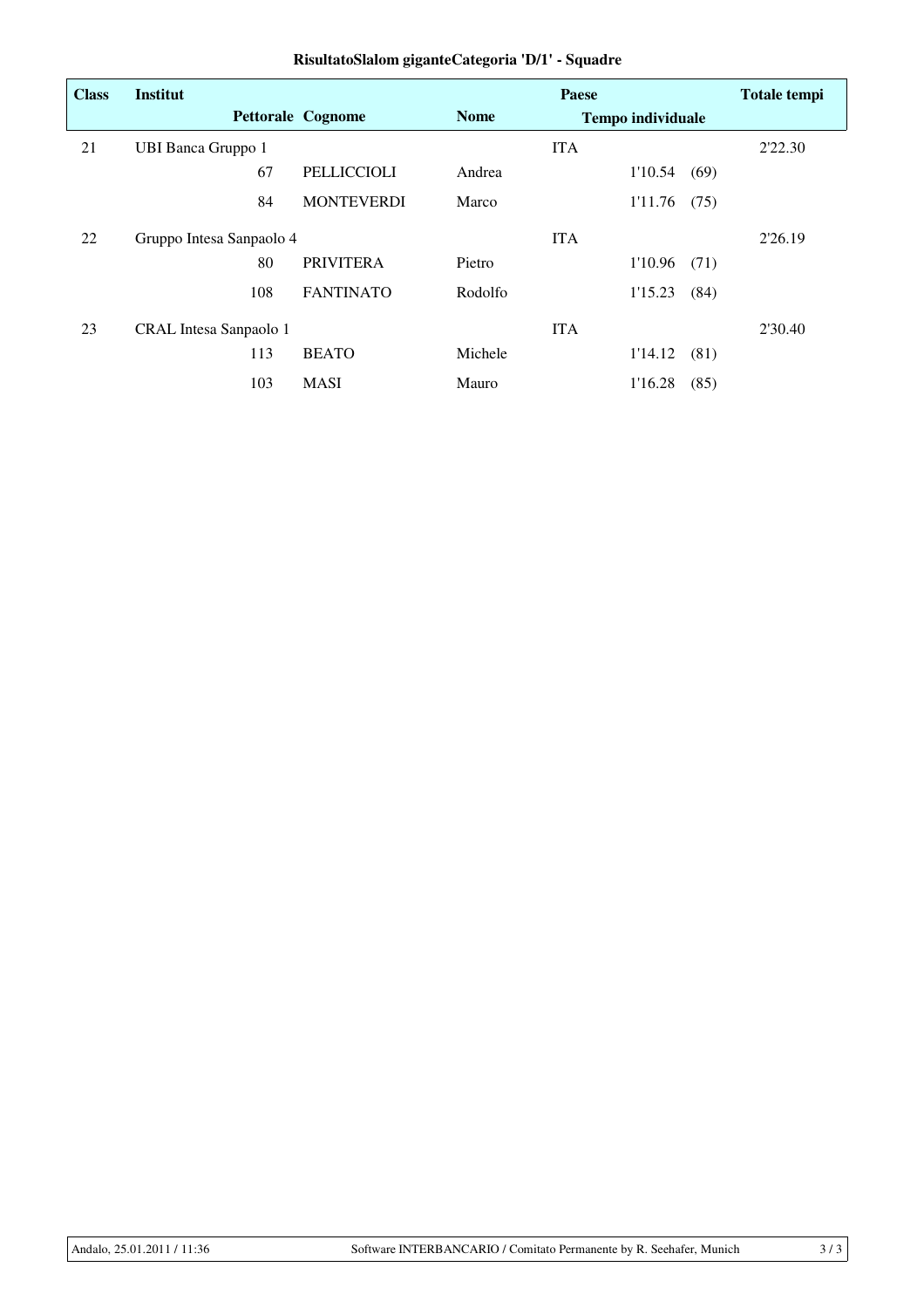**RisultatoSlalom giganteCategoria 'D/1' - Squadre**

| Class | Institut | | | Paese | | | Totale tempi |
|---|---|---|---|---|---|---|---|
| | Pettorale | Cognome | Nome | Tempo individuale | | | |
| 21 | UBI Banca Gruppo 1 | | | ITA | | | 2'22.30 |
| | 67 | PELLICCIOLI | Andrea | | 1'10.54 | (69) | |
| | 84 | MONTEVERDI | Marco | | 1'11.76 | (75) | |
| 22 | Gruppo Intesa Sanpaolo 4 | | | ITA | | | 2'26.19 |
| | 80 | PRIVITERA | Pietro | | 1'10.96 | (71) | |
| | 108 | FANTINATO | Rodolfo | | 1'15.23 | (84) | |
| 23 | CRAL Intesa Sanpaolo 1 | | | ITA | | | 2'30.40 |
| | 113 | BEATO | Michele | | 1'14.12 | (81) | |
| | 103 | MASI | Mauro | | 1'16.28 | (85) | |

Andalo, 25.01.2011 / 11:36 — Software INTERBANCARIO / Comitato Permanente by R. Seehafer, Munich